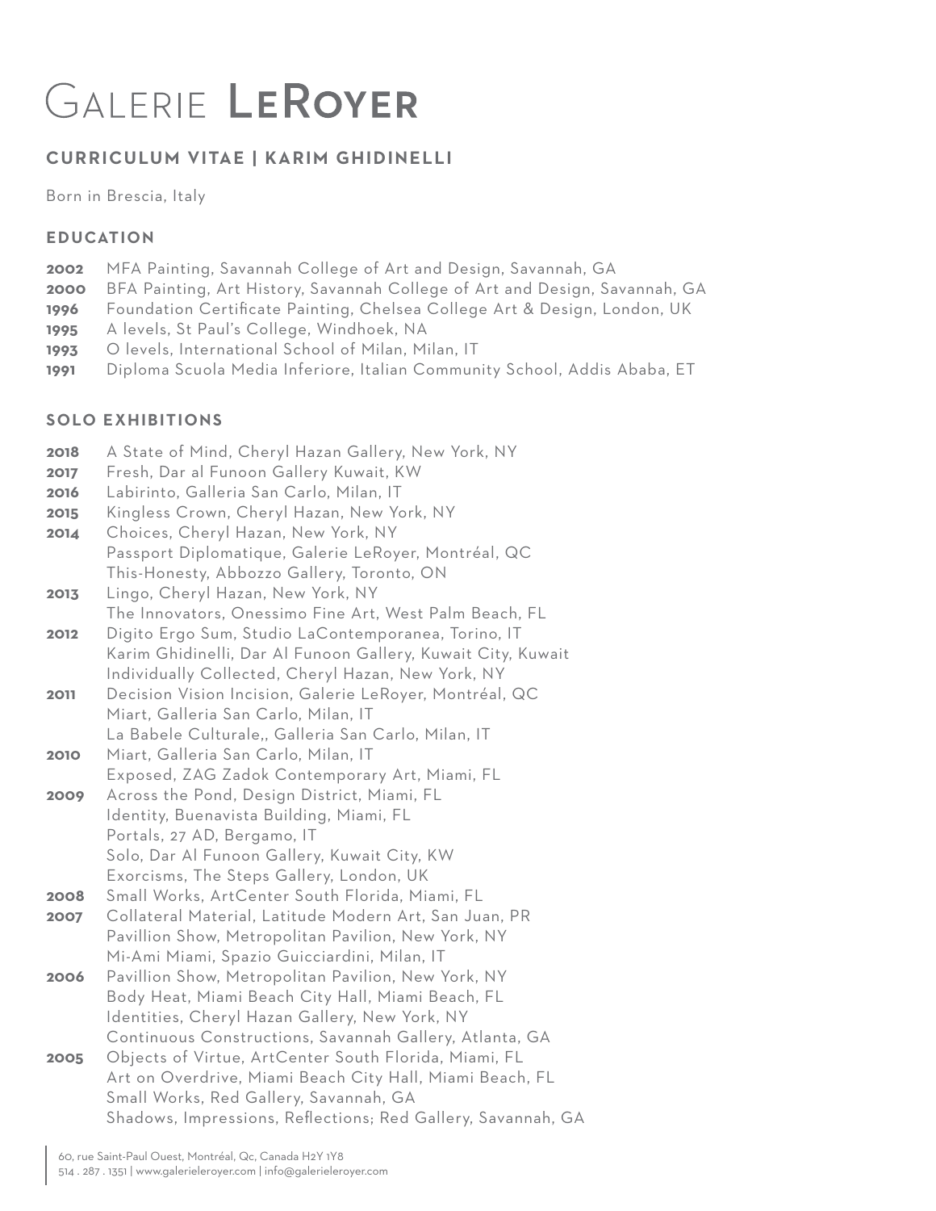# Galerie LeRoyer

## CURRICULUM VITAE | KARIM GHIDINELLI

Born in Brescia, Italy

### EDUCATION

**2002** MFA Painting, Savannah College of Art and Design, Savannah, GA
**2000** BFA Painting, Art History, Savannah College of Art and Design, Savannah, GA
**1996** Foundation Certificate Painting, Chelsea College Art & Design, London, UK
**1995** A levels, St Paul's College, Windhoek, NA
**1993** O levels, International School of Milan, Milan, IT
**1991** Diploma Scuola Media Inferiore, Italian Community School, Addis Ababa, ET

### SOLO EXHIBITIONS

**2018** A State of Mind, Cheryl Hazan Gallery, New York, NY
**2017** Fresh, Dar al Funoon Gallery Kuwait, KW
**2016** Labirinto, Galleria San Carlo, Milan, IT
**2015** Kingless Crown, Cheryl Hazan, New York, NY
**2014** Choices, Cheryl Hazan, New York, NY
Passport Diplomatique, Galerie LeRoyer, Montréal, QC
This-Honesty, Abbozzo Gallery, Toronto, ON
**2013** Lingo, Cheryl Hazan, New York, NY
The Innovators, Onessimo Fine Art, West Palm Beach, FL
**2012** Digito Ergo Sum, Studio LaContemporanea, Torino, IT
Karim Ghidinelli, Dar Al Funoon Gallery, Kuwait City, Kuwait
Individually Collected, Cheryl Hazan, New York, NY
**2011** Decision Vision Incision, Galerie LeRoyer, Montréal, QC
Miart, Galleria San Carlo, Milan, IT
La Babele Culturale,, Galleria San Carlo, Milan, IT
**2010** Miart, Galleria San Carlo, Milan, IT
Exposed, ZAG Zadok Contemporary Art, Miami, FL
**2009** Across the Pond, Design District, Miami, FL
Identity, Buenavista Building, Miami, FL
Portals, 27 AD, Bergamo, IT
Solo, Dar Al Funoon Gallery, Kuwait City, KW
Exorcisms, The Steps Gallery, London, UK
**2008** Small Works, ArtCenter South Florida, Miami, FL
**2007** Collateral Material, Latitude Modern Art, San Juan, PR
Pavillion Show, Metropolitan Pavilion, New York, NY
Mi-Ami Miami, Spazio Guicciardini, Milan, IT
**2006** Pavillion Show, Metropolitan Pavilion, New York, NY
Body Heat, Miami Beach City Hall, Miami Beach, FL
Identities, Cheryl Hazan Gallery, New York, NY
Continuous Constructions, Savannah Gallery, Atlanta, GA
**2005** Objects of Virtue, ArtCenter South Florida, Miami, FL
Art on Overdrive, Miami Beach City Hall, Miami Beach, FL
Small Works, Red Gallery, Savannah, GA
Shadows, Impressions, Reflections; Red Gallery, Savannah, GA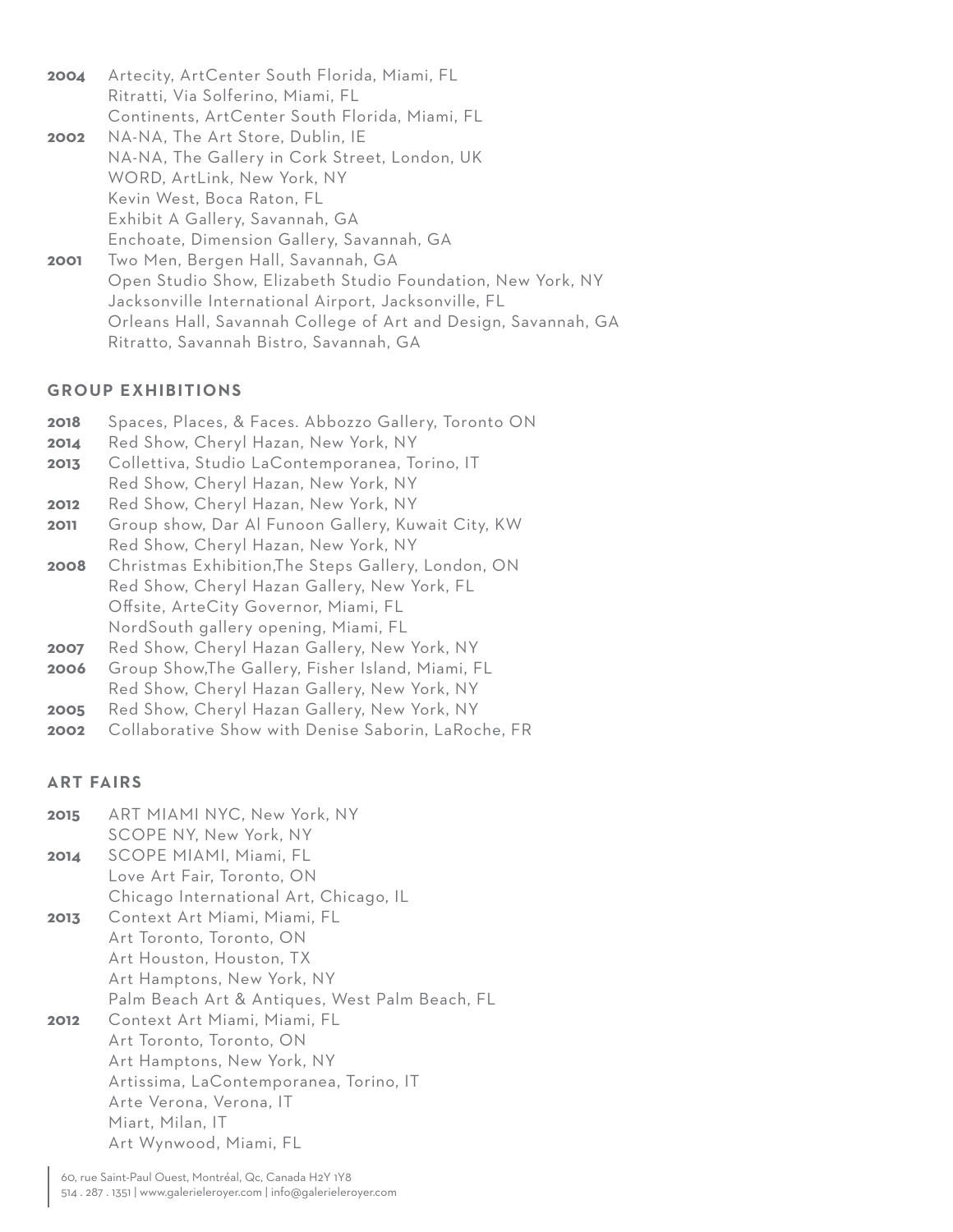**2004** Artecity, ArtCenter South Florida, Miami, FL
Ritratti, Via Solferino, Miami, FL
Continents, ArtCenter South Florida, Miami, FL

**2002** NA-NA, The Art Store, Dublin, IE
NA-NA, The Gallery in Cork Street, London, UK
WORD, ArtLink, New York, NY
Kevin West, Boca Raton, FL
Exhibit A Gallery, Savannah, GA
Enchoate, Dimension Gallery, Savannah, GA

**2001** Two Men, Bergen Hall, Savannah, GA
Open Studio Show, Elizabeth Studio Foundation, New York, NY
Jacksonville International Airport, Jacksonville, FL
Orleans Hall, Savannah College of Art and Design, Savannah, GA
Ritratto, Savannah Bistro, Savannah, GA

## GROUP EXHIBITIONS

**2018** Spaces, Places, & Faces. Abbozzo Gallery, Toronto ON

**2014** Red Show, Cheryl Hazan, New York, NY

**2013** Collettiva, Studio LaContemporanea, Torino, IT
Red Show, Cheryl Hazan, New York, NY

**2012** Red Show, Cheryl Hazan, New York, NY

**2011** Group show, Dar Al Funoon Gallery, Kuwait City, KW
Red Show, Cheryl Hazan, New York, NY

**2008** Christmas Exhibition,The Steps Gallery, London, ON
Red Show, Cheryl Hazan Gallery, New York, FL
Offsite, ArteCity Governor, Miami, FL
NordSouth gallery opening, Miami, FL

**2007** Red Show, Cheryl Hazan Gallery, New York, NY

**2006** Group Show,The Gallery, Fisher Island, Miami, FL
Red Show, Cheryl Hazan Gallery, New York, NY

**2005** Red Show, Cheryl Hazan Gallery, New York, NY

**2002** Collaborative Show with Denise Saborin, LaRoche, FR

## ART FAIRS

**2015** ART MIAMI NYC, New York, NY
SCOPE NY, New York, NY

**2014** SCOPE MIAMI, Miami, FL
Love Art Fair, Toronto, ON
Chicago International Art, Chicago, IL

**2013** Context Art Miami, Miami, FL
Art Toronto, Toronto, ON
Art Houston, Houston, TX
Art Hamptons, New York, NY
Palm Beach Art & Antiques, West Palm Beach, FL

**2012** Context Art Miami, Miami, FL
Art Toronto, Toronto, ON
Art Hamptons, New York, NY
Artissima, LaContemporanea, Torino, IT
Arte Verona, Verona, IT
Miart, Milan, IT
Art Wynwood, Miami, FL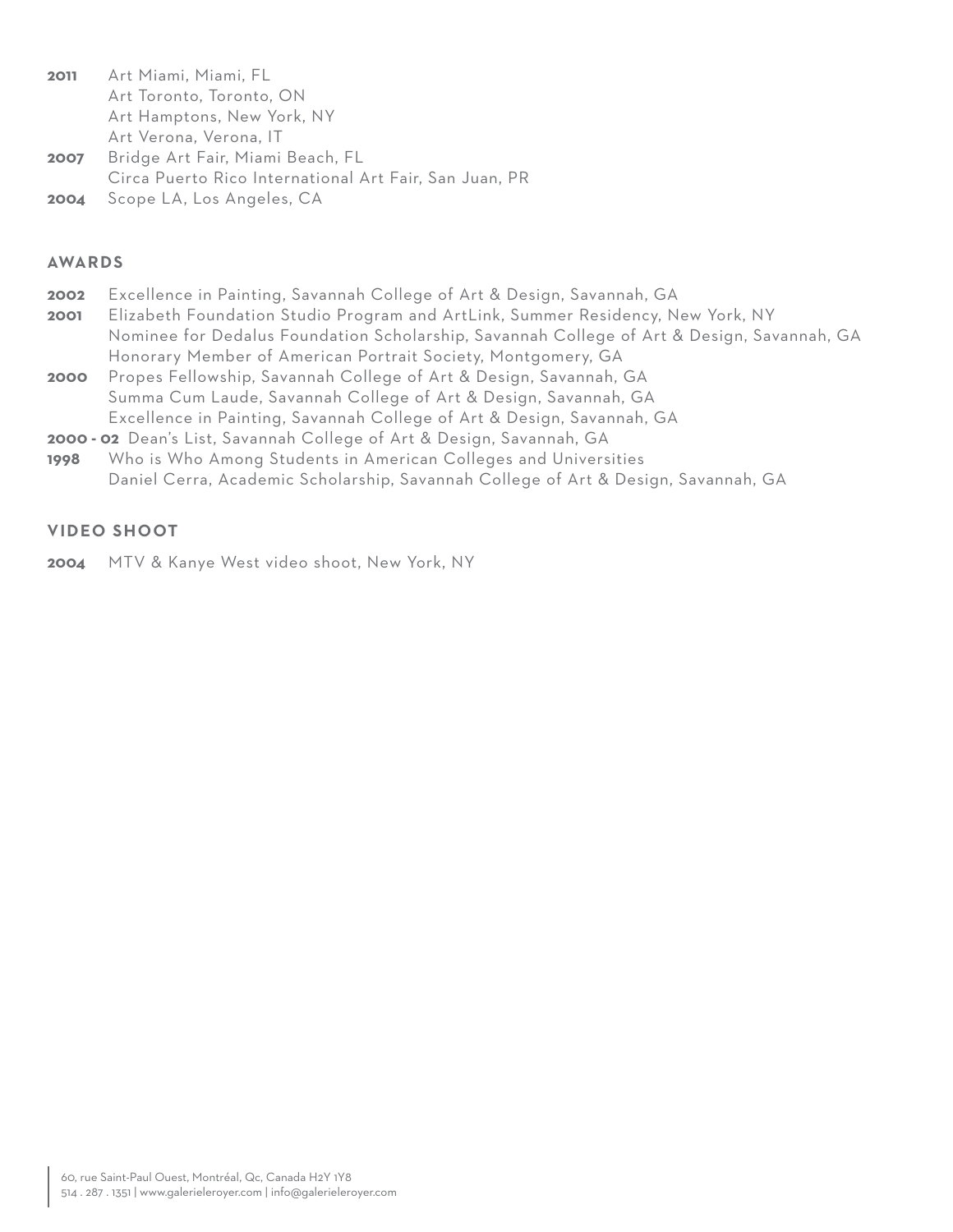**2011** Art Miami, Miami, FL
Art Toronto, Toronto, ON
Art Hamptons, New York, NY
Art Verona, Verona, IT

**2007** Bridge Art Fair, Miami Beach, FL
Circa Puerto Rico International Art Fair, San Juan, PR

**2004** Scope LA, Los Angeles, CA

## AWARDS

**2002** Excellence in Painting, Savannah College of Art & Design, Savannah, GA

**2001** Elizabeth Foundation Studio Program and ArtLink, Summer Residency, New York, NY
Nominee for Dedalus Foundation Scholarship, Savannah College of Art & Design, Savannah, GA
Honorary Member of American Portrait Society, Montgomery, GA

**2000** Propes Fellowship, Savannah College of Art & Design, Savannah, GA
Summa Cum Laude, Savannah College of Art & Design, Savannah, GA
Excellence in Painting, Savannah College of Art & Design, Savannah, GA

**2000 - 02** Dean's List, Savannah College of Art & Design, Savannah, GA

**1998** Who is Who Among Students in American Colleges and Universities
Daniel Cerra, Academic Scholarship, Savannah College of Art & Design, Savannah, GA

## VIDEO SHOOT

**2004** MTV & Kanye West video shoot, New York, NY